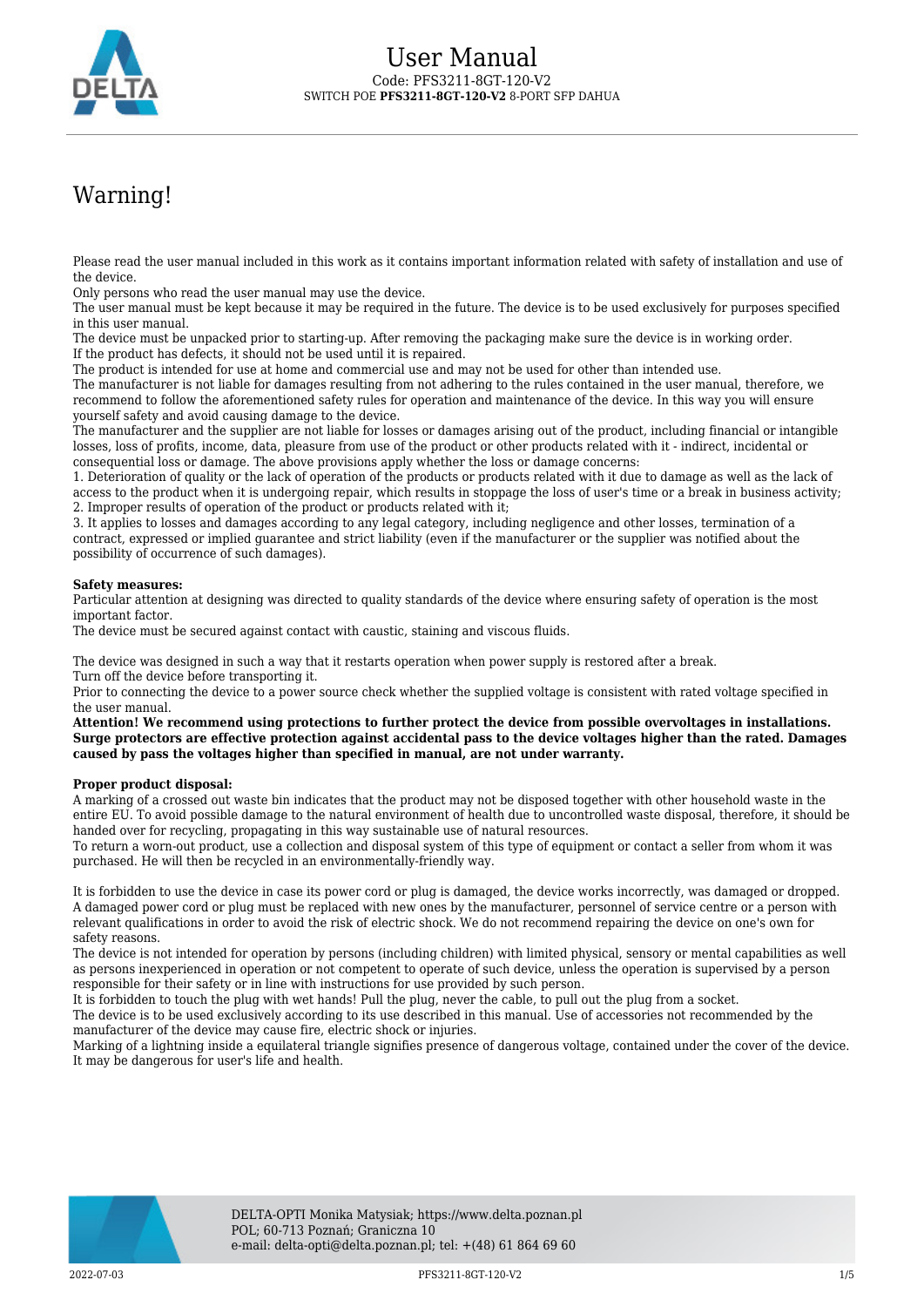# User Manual

Code: PFS3211-8GT-120-V2
SWITCH POE **PFS3211-8GT-120-V2** 8-PORT SFP DAHUA

## Warning!

Please read the user manual included in this work as it contains important information related with safety of installation and use of the device.
Only persons who read the user manual may use the device.
The user manual must be kept because it may be required in the future. The device is to be used exclusively for purposes specified in this user manual.
The device must be unpacked prior to starting-up. After removing the packaging make sure the device is in working order.
If the product has defects, it should not be used until it is repaired.
The product is intended for use at home and commercial use and may not be used for other than intended use.
The manufacturer is not liable for damages resulting from not adhering to the rules contained in the user manual, therefore, we recommend to follow the aforementioned safety rules for operation and maintenance of the device. In this way you will ensure yourself safety and avoid causing damage to the device.
The manufacturer and the supplier are not liable for losses or damages arising out of the product, including financial or intangible losses, loss of profits, income, data, pleasure from use of the product or other products related with it - indirect, incidental or consequential loss or damage. The above provisions apply whether the loss or damage concerns:
1. Deterioration of quality or the lack of operation of the products or products related with it due to damage as well as the lack of access to the product when it is undergoing repair, which results in stoppage the loss of user's time or a break in business activity;
2. Improper results of operation of the product or products related with it;
3. It applies to losses and damages according to any legal category, including negligence and other losses, termination of a contract, expressed or implied guarantee and strict liability (even if the manufacturer or the supplier was notified about the possibility of occurrence of such damages).

**Safety measures:**
Particular attention at designing was directed to quality standards of the device where ensuring safety of operation is the most important factor.
The device must be secured against contact with caustic, staining and viscous fluids.

The device was designed in such a way that it restarts operation when power supply is restored after a break.
Turn off the device before transporting it.
Prior to connecting the device to a power source check whether the supplied voltage is consistent with rated voltage specified in the user manual.
**Attention! We recommend using protections to further protect the device from possible overvoltages in installations. Surge protectors are effective protection against accidental pass to the device voltages higher than the rated. Damages caused by pass the voltages higher than specified in manual, are not under warranty.**

**Proper product disposal:**
A marking of a crossed out waste bin indicates that the product may not be disposed together with other household waste in the entire EU. To avoid possible damage to the natural environment of health due to uncontrolled waste disposal, therefore, it should be handed over for recycling, propagating in this way sustainable use of natural resources.
To return a worn-out product, use a collection and disposal system of this type of equipment or contact a seller from whom it was purchased. He will then be recycled in an environmentally-friendly way.

It is forbidden to use the device in case its power cord or plug is damaged, the device works incorrectly, was damaged or dropped. A damaged power cord or plug must be replaced with new ones by the manufacturer, personnel of service centre or a person with relevant qualifications in order to avoid the risk of electric shock. We do not recommend repairing the device on one's own for safety reasons.
The device is not intended for operation by persons (including children) with limited physical, sensory or mental capabilities as well as persons inexperienced in operation or not competent to operate of such device, unless the operation is supervised by a person responsible for their safety or in line with instructions for use provided by such person.
It is forbidden to touch the plug with wet hands! Pull the plug, never the cable, to pull out the plug from a socket.
The device is to be used exclusively according to its use described in this manual. Use of accessories not recommended by the manufacturer of the device may cause fire, electric shock or injuries.
Marking of a lightning inside a equilateral triangle signifies presence of dangerous voltage, contained under the cover of the device. It may be dangerous for user's life and health.

DELTA-OPTI Monika Matysiak; https://www.delta.poznan.pl
POL; 60-713 Poznań; Graniczna 10
e-mail: delta-opti@delta.poznan.pl; tel: +(48) 61 864 69 60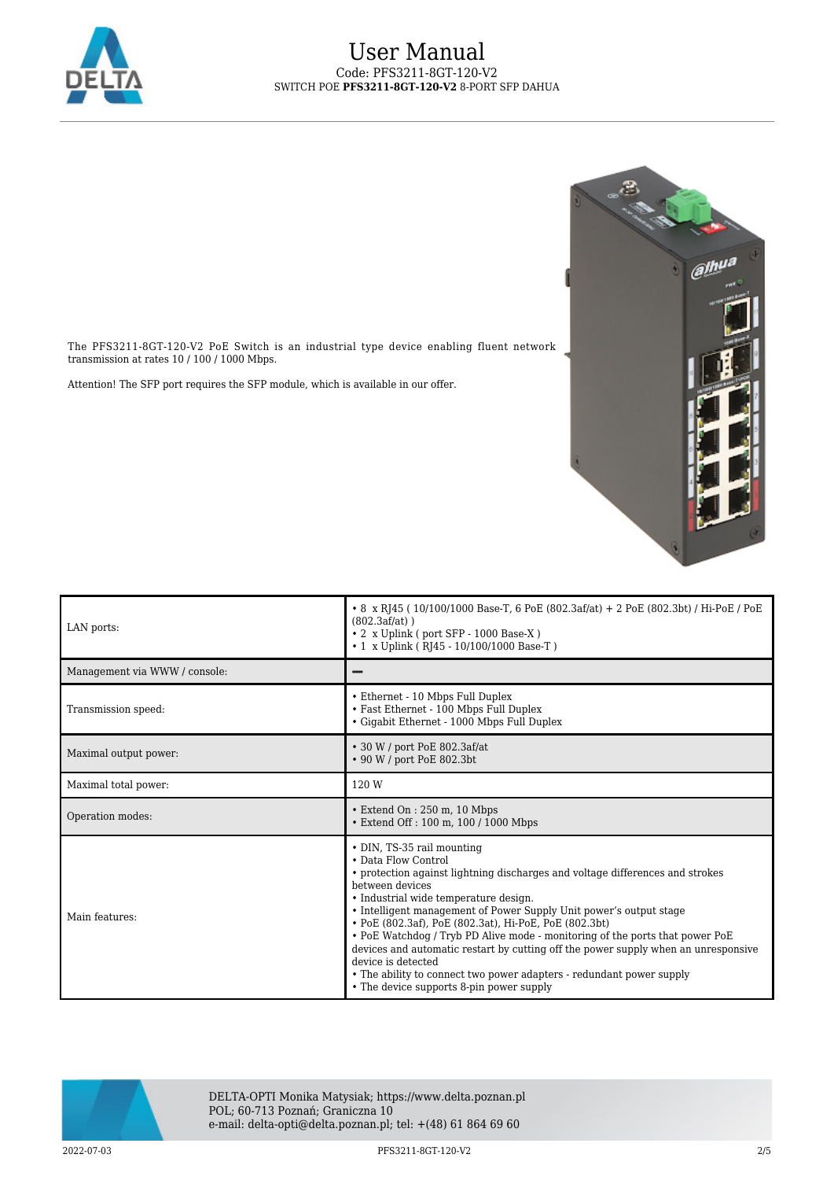The PFS3211-8GT-120-V2 PoE Switch is an industrial type device enabling fluent network transmission at rates 10 / 100 / 1000 Mbps.

Attention! The SFP port requires the SFP module, which is available in our offer.

| | |
|---|---|
| LAN ports: | • 8 x RJ45 ( 10/100/1000 Base-T, 6 PoE (802.3af/at) + 2 PoE (802.3bt) / Hi-PoE / PoE (802.3af/at) )<br>• 2 x Uplink ( port SFP - 1000 Base-X )<br>• 1 x Uplink ( RJ45 - 10/100/1000 Base-T ) |
| Management via WWW / console: | – |
| Transmission speed: | • Ethernet - 10 Mbps Full Duplex<br>• Fast Ethernet - 100 Mbps Full Duplex<br>• Gigabit Ethernet - 1000 Mbps Full Duplex |
| Maximal output power: | • 30 W / port PoE 802.3af/at<br>• 90 W / port PoE 802.3bt |
| Maximal total power: | 120 W |
| Operation modes: | • Extend On : 250 m, 10 Mbps<br>• Extend Off : 100 m, 100 / 1000 Mbps |
| Main features: | • DIN, TS-35 rail mounting<br>• Data Flow Control<br>• protection against lightning discharges and voltage differences and strokes between devices<br>• Industrial wide temperature design.<br>• Intelligent management of Power Supply Unit power's output stage<br>• PoE (802.3af), PoE (802.3at), Hi-PoE, PoE (802.3bt)<br>• PoE Watchdog / Tryb PD Alive mode - monitoring of the ports that power PoE devices and automatic restart by cutting off the power supply when an unresponsive device is detected<br>• The ability to connect two power adapters - redundant power supply<br>• The device supports 8-pin power supply |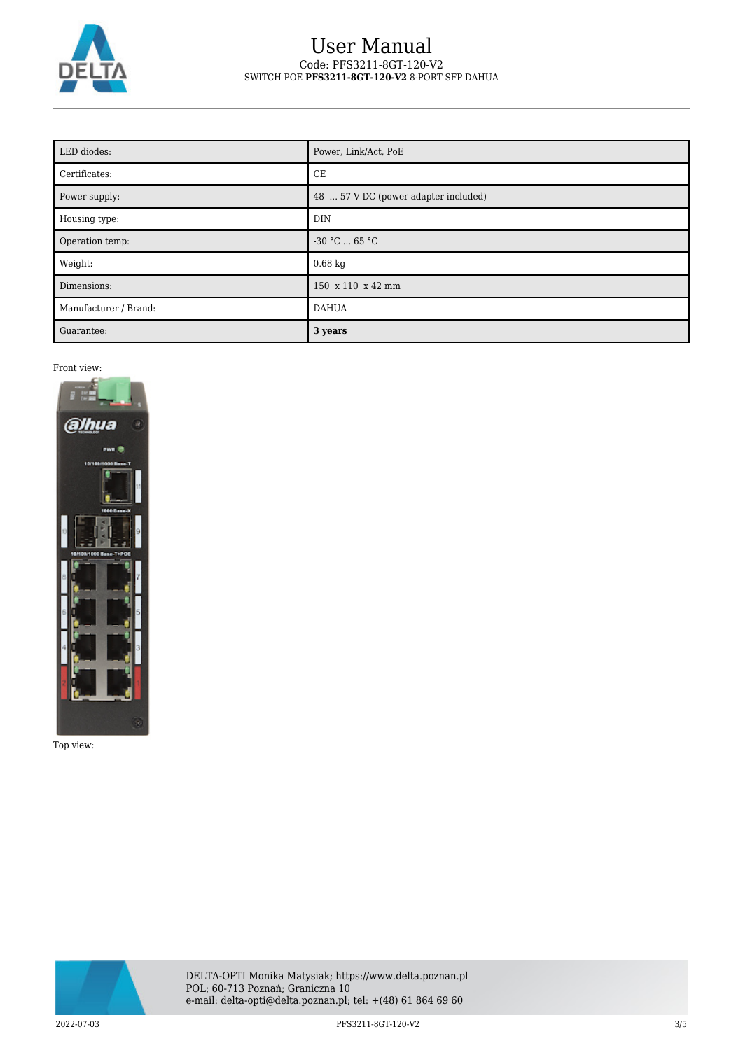| LED diodes: | Power, Link/Act, PoE |
| --- | --- |
| Certificates: | CE |
| Power supply: | 48 ... 57 V DC (power adapter included) |
| Housing type: | DIN |
| Operation temp: | -30 °C ... 65 °C |
| Weight: | 0.68 kg |
| Dimensions: | 150 x 110 x 42 mm |
| Manufacturer / Brand: | DAHUA |
| Guarantee: | **3 years** |

Front view:

Top view: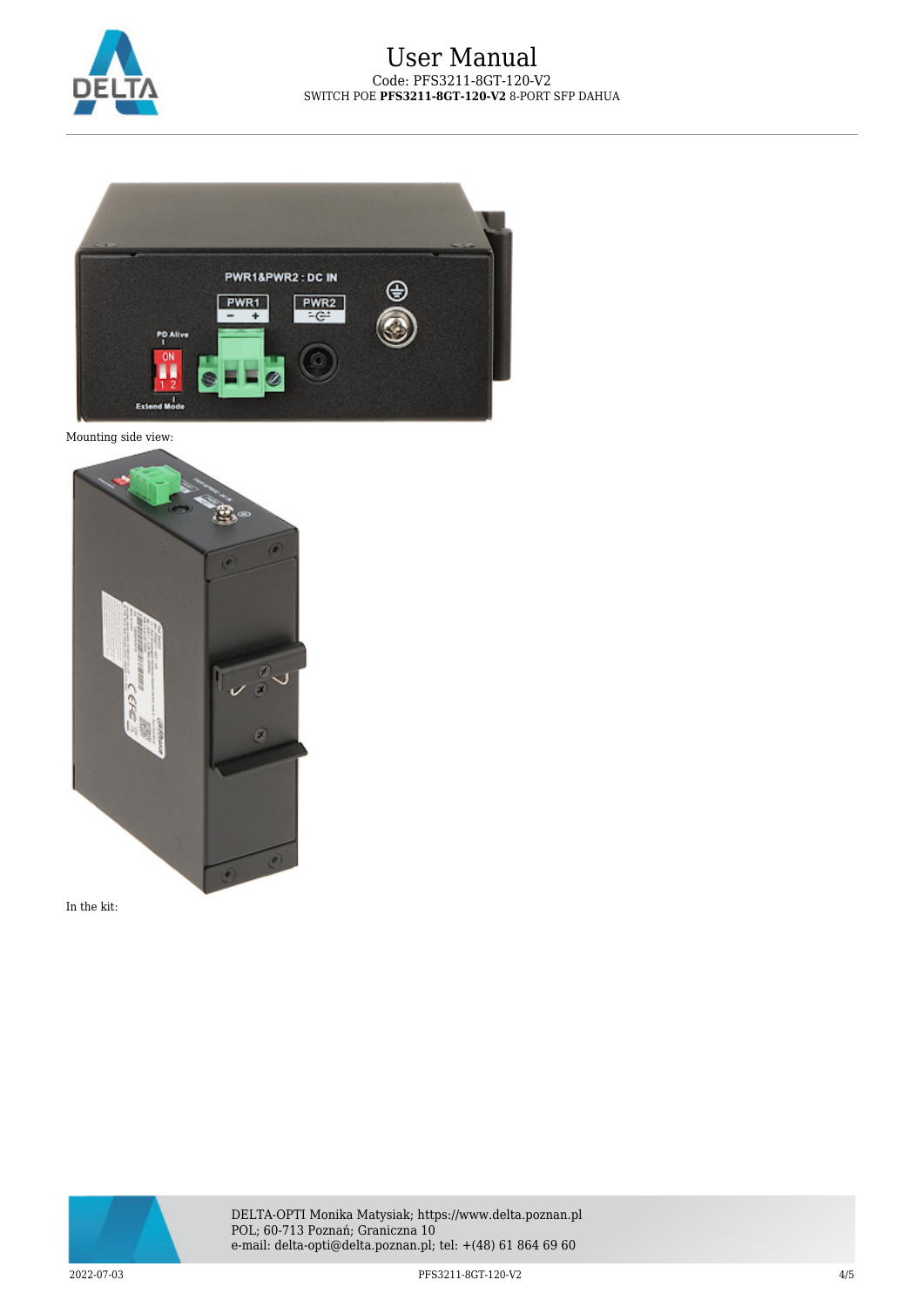Mounting side view:

In the kit: